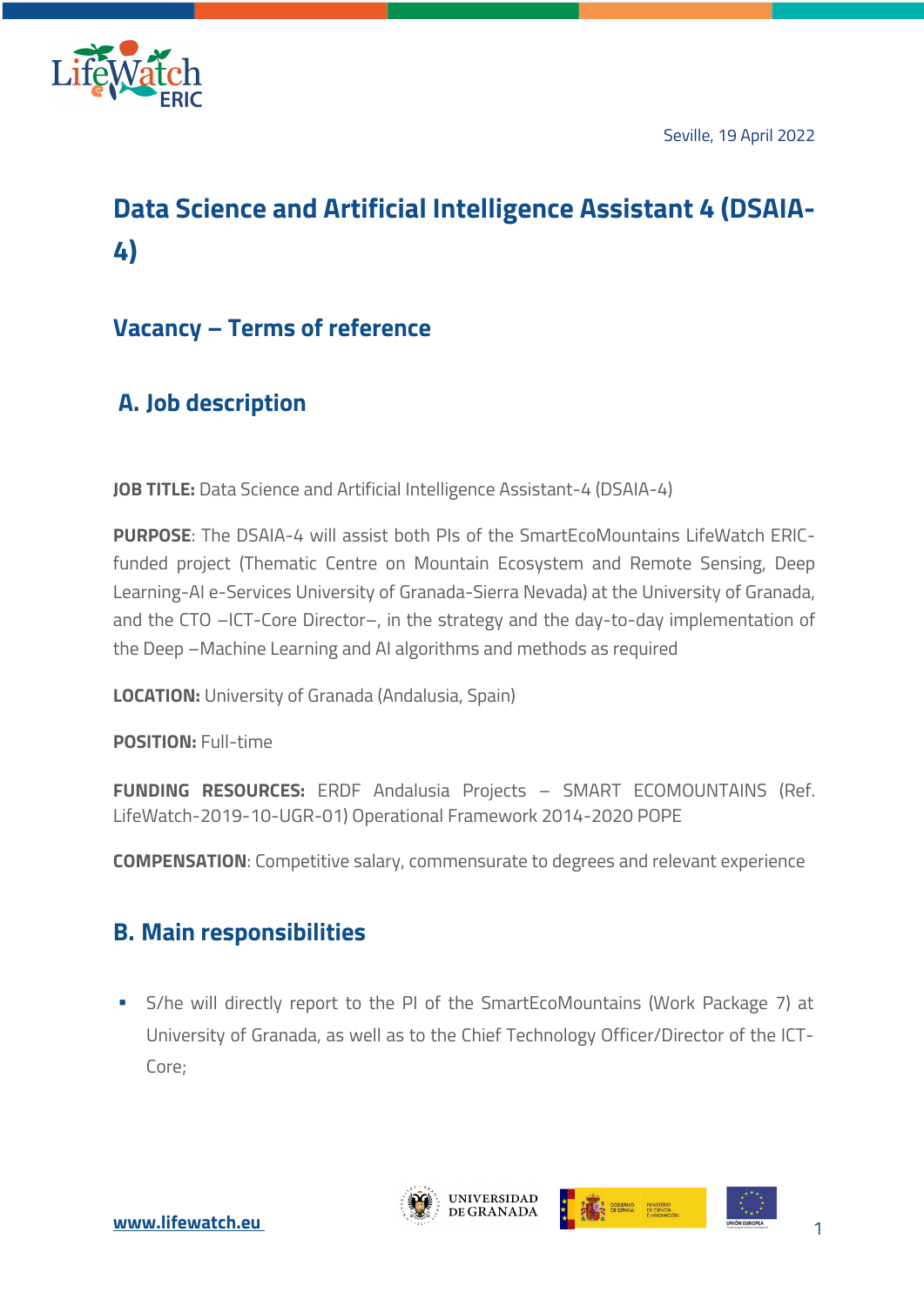Seville, 19 April 2022

# Data Science and Artificial Intelligence Assistant 4 (DSAIA-4)

## Vacancy – Terms of reference

## A. Job description

**JOB TITLE:** Data Science and Artificial Intelligence Assistant-4 (DSAIA-4)

**PURPOSE**: The DSAIA-4 will assist both PIs of the SmartEcoMountains LifeWatch ERIC-funded project (Thematic Centre on Mountain Ecosystem and Remote Sensing, Deep Learning-AI e-Services University of Granada-Sierra Nevada) at the University of Granada, and the CTO –ICT-Core Director–, in the strategy and the day-to-day implementation of the Deep –Machine Learning and AI algorithms and methods as required

**LOCATION:** University of Granada (Andalusia, Spain)

**POSITION:** Full-time

**FUNDING RESOURCES:** ERDF Andalusia Projects – SMART ECOMOUNTAINS (Ref. LifeWatch-2019-10-UGR-01) Operational Framework 2014-2020 POPE

**COMPENSATION**: Competitive salary, commensurate to degrees and relevant experience

## B. Main responsibilities

- S/he will directly report to the PI of the SmartEcoMountains (Work Package 7) at University of Granada, as well as to the Chief Technology Officer/Director of the ICT-Core;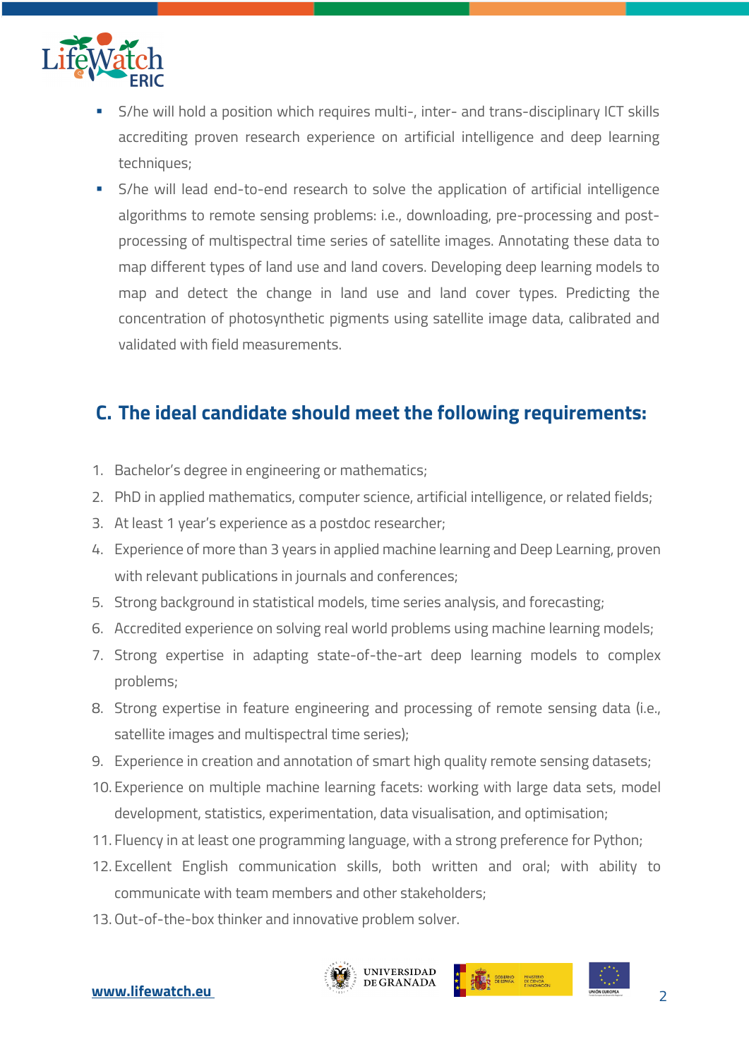- S/he will hold a position which requires multi-, inter- and trans-disciplinary ICT skills accrediting proven research experience on artificial intelligence and deep learning techniques;
- S/he will lead end-to-end research to solve the application of artificial intelligence algorithms to remote sensing problems: i.e., downloading, pre-processing and post-processing of multispectral time series of satellite images. Annotating these data to map different types of land use and land covers. Developing deep learning models to map and detect the change in land use and land cover types. Predicting the concentration of photosynthetic pigments using satellite image data, calibrated and validated with field measurements.

## C. The ideal candidate should meet the following requirements:

1. Bachelor's degree in engineering or mathematics;
2. PhD in applied mathematics, computer science, artificial intelligence, or related fields;
3. At least 1 year's experience as a postdoc researcher;
4. Experience of more than 3 years in applied machine learning and Deep Learning, proven with relevant publications in journals and conferences;
5. Strong background in statistical models, time series analysis, and forecasting;
6. Accredited experience on solving real world problems using machine learning models;
7. Strong expertise in adapting state-of-the-art deep learning models to complex problems;
8. Strong expertise in feature engineering and processing of remote sensing data (i.e., satellite images and multispectral time series);
9. Experience in creation and annotation of smart high quality remote sensing datasets;
10. Experience on multiple machine learning facets: working with large data sets, model development, statistics, experimentation, data visualisation, and optimisation;
11. Fluency in at least one programming language, with a strong preference for Python;
12. Excellent English communication skills, both written and oral; with ability to communicate with team members and other stakeholders;
13. Out-of-the-box thinker and innovative problem solver.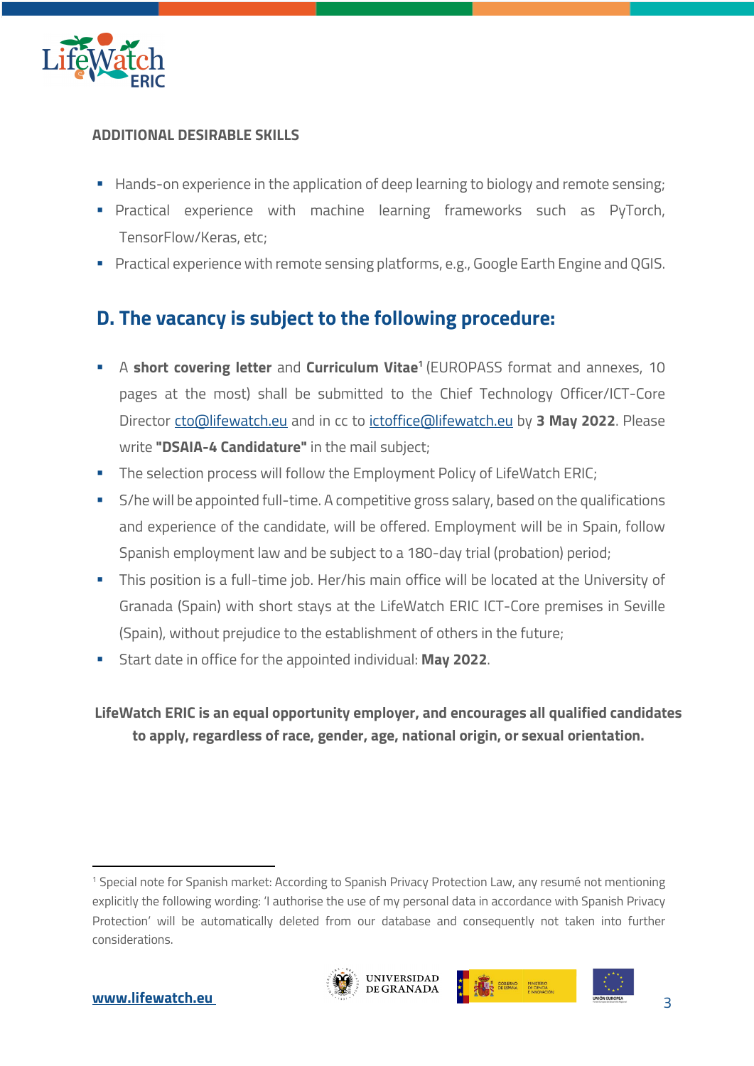**ADDITIONAL DESIRABLE SKILLS**

- Hands-on experience in the application of deep learning to biology and remote sensing;
- Practical experience with machine learning frameworks such as PyTorch, TensorFlow/Keras, etc;
- Practical experience with remote sensing platforms, e.g., Google Earth Engine and QGIS.

## D. The vacancy is subject to the following procedure:

- A **short covering letter** and **Curriculum Vitae**[1] (EUROPASS format and annexes, 10 pages at the most) shall be submitted to the Chief Technology Officer/ICT-Core Director cto@lifewatch.eu and in cc to ictoffice@lifewatch.eu by **3 May 2022**. Please write **"DSAIA-4 Candidature"** in the mail subject;
- The selection process will follow the Employment Policy of LifeWatch ERIC;
- S/he will be appointed full-time. A competitive gross salary, based on the qualifications and experience of the candidate, will be offered. Employment will be in Spain, follow Spanish employment law and be subject to a 180-day trial (probation) period;
- This position is a full-time job. Her/his main office will be located at the University of Granada (Spain) with short stays at the LifeWatch ERIC ICT-Core premises in Seville (Spain), without prejudice to the establishment of others in the future;
- Start date in office for the appointed individual: **May 2022**.

**LifeWatch ERIC is an equal opportunity employer, and encourages all qualified candidates to apply, regardless of race, gender, age, national origin, or sexual orientation.**

[1] Special note for Spanish market: According to Spanish Privacy Protection Law, any resumé not mentioning explicitly the following wording: 'I authorise the use of my personal data in accordance with Spanish Privacy Protection' will be automatically deleted from our database and consequently not taken into further considerations.